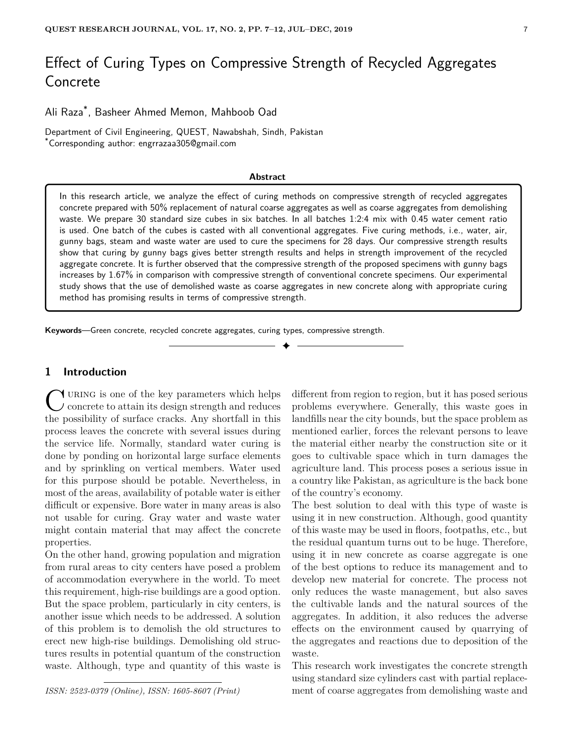# Effect of Curing Types on Compressive Strength of Recycled Aggregates Concrete

Ali Raza*, Basheer Ahmed Memon, Mahboob Oad

Department of Civil Engineering, QUEST, Nawabshah, Sindh, Pakistan
*Corresponding author: engrrazaa305@gmail.com

**Abstract**

In this research article, we analyze the effect of curing methods on compressive strength of recycled aggregates concrete prepared with 50% replacement of natural coarse aggregates as well as coarse aggregates from demolishing waste. We prepare 30 standard size cubes in six batches. In all batches 1:2:4 mix with 0.45 water cement ratio is used. One batch of the cubes is casted with all conventional aggregates. Five curing methods, i.e., water, air, gunny bags, steam and waste water are used to cure the specimens for 28 days. Our compressive strength results show that curing by gunny bags gives better strength results and helps in strength improvement of the recycled aggregate concrete. It is further observed that the compressive strength of the proposed specimens with gunny bags increases by 1.67% in comparison with compressive strength of conventional concrete specimens. Our experimental study shows that the use of demolished waste as coarse aggregates in new concrete along with appropriate curing method has promising results in terms of compressive strength.

**Keywords**—Green concrete, recycled concrete aggregates, curing types, compressive strength.

## 1 Introduction

Curing is one of the key parameters which helps concrete to attain its design strength and reduces the possibility of surface cracks. Any shortfall in this process leaves the concrete with several issues during the service life. Normally, standard water curing is done by ponding on horizontal large surface elements and by sprinkling on vertical members. Water used for this purpose should be potable. Nevertheless, in most of the areas, availability of potable water is either difficult or expensive. Bore water in many areas is also not usable for curing. Gray water and waste water might contain material that may affect the concrete properties.

On the other hand, growing population and migration from rural areas to city centers have posed a problem of accommodation everywhere in the world. To meet this requirement, high-rise buildings are a good option. But the space problem, particularly in city centers, is another issue which needs to be addressed. A solution of this problem is to demolish the old structures to erect new high-rise buildings. Demolishing old structures results in potential quantum of the construction waste. Although, type and quantity of this waste is different from region to region, but it has posed serious problems everywhere. Generally, this waste goes in landfills near the city bounds, but the space problem as mentioned earlier, forces the relevant persons to leave the material either nearby the construction site or it goes to cultivable space which in turn damages the agriculture land. This process poses a serious issue in a country like Pakistan, as agriculture is the back bone of the country's economy.

The best solution to deal with this type of waste is using it in new construction. Although, good quantity of this waste may be used in floors, footpaths, etc., but the residual quantum turns out to be huge. Therefore, using it in new concrete as coarse aggregate is one of the best options to reduce its management and to develop new material for concrete. The process not only reduces the waste management, but also saves the cultivable lands and the natural sources of the aggregates. In addition, it also reduces the adverse effects on the environment caused by quarrying of the aggregates and reactions due to deposition of the waste.

This research work investigates the concrete strength using standard size cylinders cast with partial replacement of coarse aggregates from demolishing waste and

*ISSN: 2523-0379 (Online), ISSN: 1605-8607 (Print)*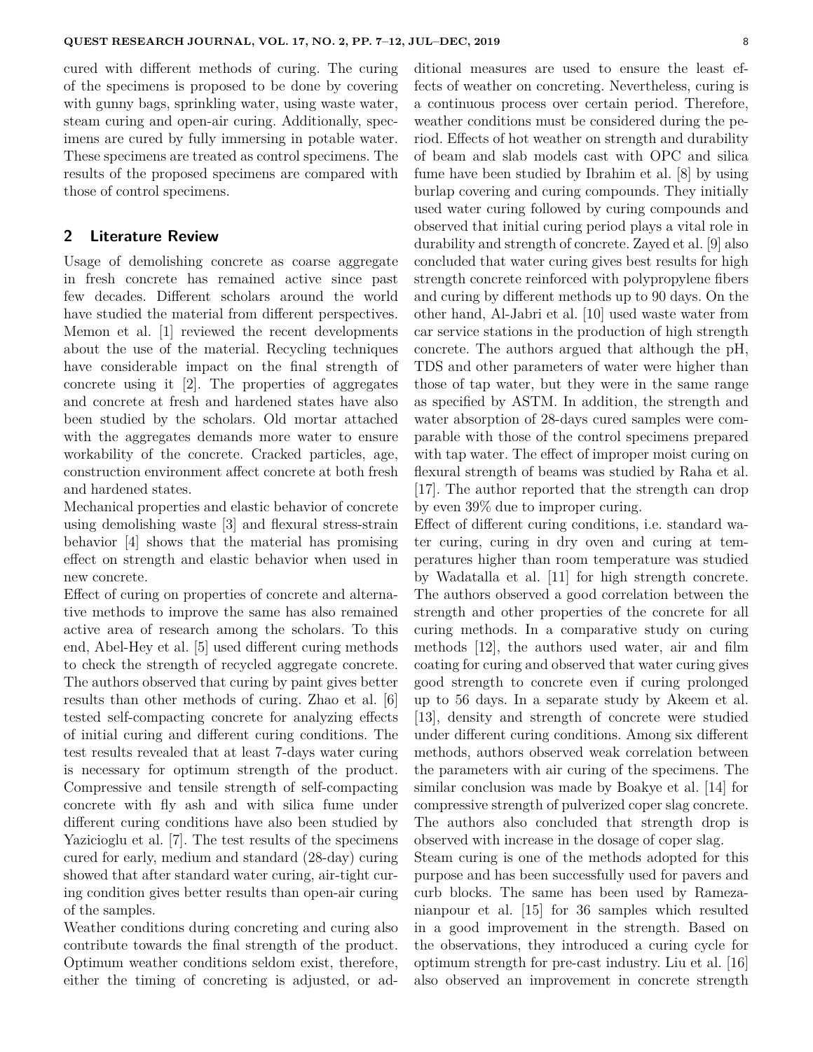cured with different methods of curing. The curing of the specimens is proposed to be done by covering with gunny bags, sprinkling water, using waste water, steam curing and open-air curing. Additionally, specimens are cured by fully immersing in potable water. These specimens are treated as control specimens. The results of the proposed specimens are compared with those of control specimens.

## 2 Literature Review

Usage of demolishing concrete as coarse aggregate in fresh concrete has remained active since past few decades. Different scholars around the world have studied the material from different perspectives. Memon et al. [1] reviewed the recent developments about the use of the material. Recycling techniques have considerable impact on the final strength of concrete using it [2]. The properties of aggregates and concrete at fresh and hardened states have also been studied by the scholars. Old mortar attached with the aggregates demands more water to ensure workability of the concrete. Cracked particles, age, construction environment affect concrete at both fresh and hardened states.

Mechanical properties and elastic behavior of concrete using demolishing waste [3] and flexural stress-strain behavior [4] shows that the material has promising effect on strength and elastic behavior when used in new concrete.

Effect of curing on properties of concrete and alternative methods to improve the same has also remained active area of research among the scholars. To this end, Abel-Hey et al. [5] used different curing methods to check the strength of recycled aggregate concrete. The authors observed that curing by paint gives better results than other methods of curing. Zhao et al. [6] tested self-compacting concrete for analyzing effects of initial curing and different curing conditions. The test results revealed that at least 7-days water curing is necessary for optimum strength of the product. Compressive and tensile strength of self-compacting concrete with fly ash and with silica fume under different curing conditions have also been studied by Yazicioglu et al. [7]. The test results of the specimens cured for early, medium and standard (28-day) curing showed that after standard water curing, air-tight curing condition gives better results than open-air curing of the samples.

Weather conditions during concreting and curing also contribute towards the final strength of the product. Optimum weather conditions seldom exist, therefore, either the timing of concreting is adjusted, or additional measures are used to ensure the least effects of weather on concreting. Nevertheless, curing is a continuous process over certain period. Therefore, weather conditions must be considered during the period. Effects of hot weather on strength and durability of beam and slab models cast with OPC and silica fume have been studied by Ibrahim et al. [8] by using burlap covering and curing compounds. They initially used water curing followed by curing compounds and observed that initial curing period plays a vital role in durability and strength of concrete. Zayed et al. [9] also concluded that water curing gives best results for high strength concrete reinforced with polypropylene fibers and curing by different methods up to 90 days. On the other hand, Al-Jabri et al. [10] used waste water from car service stations in the production of high strength concrete. The authors argued that although the pH, TDS and other parameters of water were higher than those of tap water, but they were in the same range as specified by ASTM. In addition, the strength and water absorption of 28-days cured samples were comparable with those of the control specimens prepared with tap water. The effect of improper moist curing on flexural strength of beams was studied by Raha et al. [17]. The author reported that the strength can drop by even 39% due to improper curing.

Effect of different curing conditions, i.e. standard water curing, curing in dry oven and curing at temperatures higher than room temperature was studied by Wadatalla et al. [11] for high strength concrete. The authors observed a good correlation between the strength and other properties of the concrete for all curing methods. In a comparative study on curing methods [12], the authors used water, air and film coating for curing and observed that water curing gives good strength to concrete even if curing prolonged up to 56 days. In a separate study by Akeem et al. [13], density and strength of concrete were studied under different curing conditions. Among six different methods, authors observed weak correlation between the parameters with air curing of the specimens. The similar conclusion was made by Boakye et al. [14] for compressive strength of pulverized coper slag concrete. The authors also concluded that strength drop is observed with increase in the dosage of coper slag.

Steam curing is one of the methods adopted for this purpose and has been successfully used for pavers and curb blocks. The same has been used by Ramezanianpour et al. [15] for 36 samples which resulted in a good improvement in the strength. Based on the observations, they introduced a curing cycle for optimum strength for pre-cast industry. Liu et al. [16] also observed an improvement in concrete strength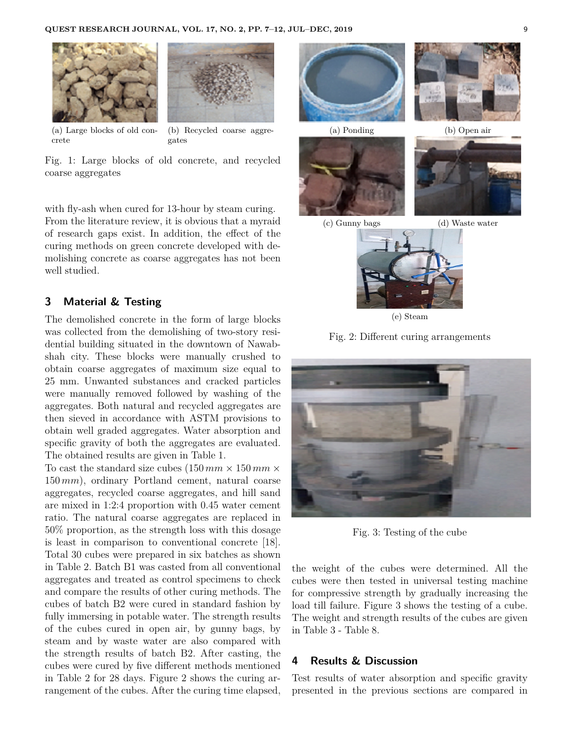(a) Large blocks of old concrete

(b) Recycled coarse aggregates

Fig. 1: Large blocks of old concrete, and recycled coarse aggregates

with fly-ash when cured for 13-hour by steam curing. From the literature review, it is obvious that a myraid of research gaps exist. In addition, the effect of the curing methods on green concrete developed with demolishing concrete as coarse aggregates has not been well studied.

## 3 Material & Testing

The demolished concrete in the form of large blocks was collected from the demolishing of two-story residential building situated in the downtown of Nawabshah city. These blocks were manually crushed to obtain coarse aggregates of maximum size equal to 25 mm. Unwanted substances and cracked particles were manually removed followed by washing of the aggregates. Both natural and recycled aggregates are then sieved in accordance with ASTM provisions to obtain well graded aggregates. Water absorption and specific gravity of both the aggregates are evaluated. The obtained results are given in Table 1.

To cast the standard size cubes ($150\,mm \times 150\,mm \times 150\,mm$), ordinary Portland cement, natural coarse aggregates, recycled coarse aggregates, and hill sand are mixed in 1:2:4 proportion with 0.45 water cement ratio. The natural coarse aggregates are replaced in 50% proportion, as the strength loss with this dosage is least in comparison to conventional concrete [18]. Total 30 cubes were prepared in six batches as shown in Table 2. Batch B1 was casted from all conventional aggregates and treated as control specimens to check and compare the results of other curing methods. The cubes of batch B2 were cured in standard fashion by fully immersing in potable water. The strength results of the cubes cured in open air, by gunny bags, by steam and by waste water are also compared with the strength results of batch B2. After casting, the cubes were cured by five different methods mentioned in Table 2 for 28 days. Figure 2 shows the curing arrangement of the cubes. After the curing time elapsed, the weight of the cubes were determined. All the cubes were then tested in universal testing machine for compressive strength by gradually increasing the load till failure. Figure 3 shows the testing of a cube. The weight and strength results of the cubes are given in Table 3 - Table 8.

(a) Ponding

(b) Open air

(c) Gunny bags

(d) Waste water

(e) Steam

Fig. 2: Different curing arrangements

Fig. 3: Testing of the cube

## 4 Results & Discussion

Test results of water absorption and specific gravity presented in the previous sections are compared in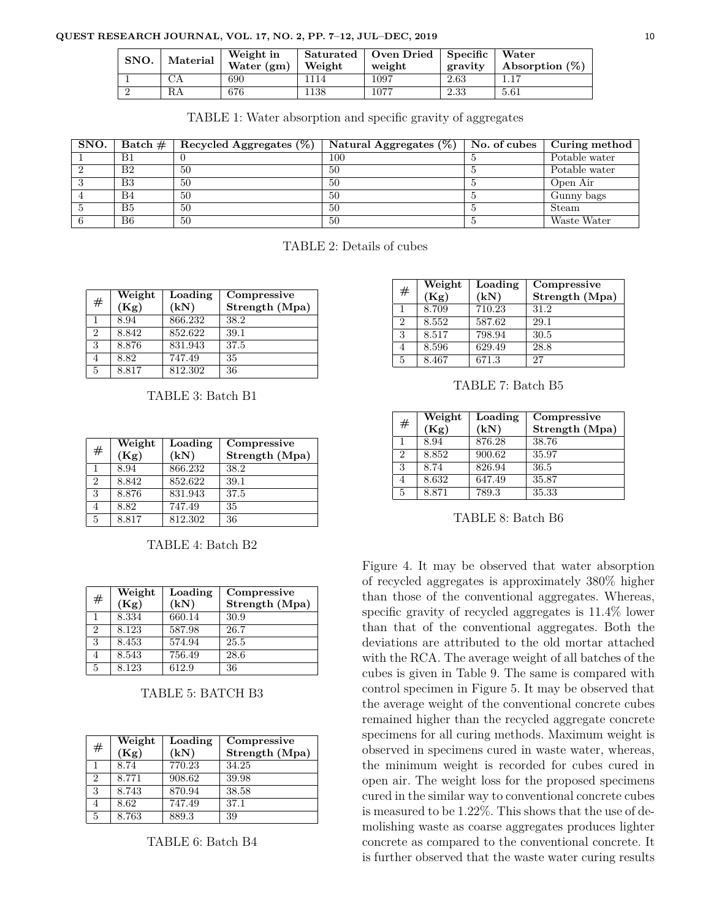| SNO. | Material | Weight in Water (gm) | Saturated Weight | Oven Dried weight | Specific gravity | Water Absorption (%) |
|---|---|---|---|---|---|---|
| 1 | CA | 690 | 1114 | 1097 | 2.63 | 1.17 |
| 2 | RA | 676 | 1138 | 1077 | 2.33 | 5.61 |

TABLE 1: Water absorption and specific gravity of aggregates

| SNO. | Batch # | Recycled Aggregates (%) | Natural Aggregates (%) | No. of cubes | Curing method |
|---|---|---|---|---|---|
| 1 | B1 | 0 | 100 | 5 | Potable water |
| 2 | B2 | 50 | 50 | 5 | Potable water |
| 3 | B3 | 50 | 50 | 5 | Open Air |
| 4 | B4 | 50 | 50 | 5 | Gunny bags |
| 5 | B5 | 50 | 50 | 5 | Steam |
| 6 | B6 | 50 | 50 | 5 | Waste Water |

TABLE 2: Details of cubes

| # | Weight (Kg) | Loading (kN) | Compressive Strength (Mpa) |
|---|---|---|---|
| 1 | 8.94 | 866.232 | 38.2 |
| 2 | 8.842 | 852.622 | 39.1 |
| 3 | 8.876 | 831.943 | 37.5 |
| 4 | 8.82 | 747.49 | 35 |
| 5 | 8.817 | 812.302 | 36 |

TABLE 3: Batch B1

| # | Weight (Kg) | Loading (kN) | Compressive Strength (Mpa) |
|---|---|---|---|
| 1 | 8.94 | 866.232 | 38.2 |
| 2 | 8.842 | 852.622 | 39.1 |
| 3 | 8.876 | 831.943 | 37.5 |
| 4 | 8.82 | 747.49 | 35 |
| 5 | 8.817 | 812.302 | 36 |

TABLE 4: Batch B2

| # | Weight (Kg) | Loading (kN) | Compressive Strength (Mpa) |
|---|---|---|---|
| 1 | 8.334 | 660.14 | 30.9 |
| 2 | 8.123 | 587.98 | 26.7 |
| 3 | 8.453 | 574.94 | 25.5 |
| 4 | 8.543 | 756.49 | 28.6 |
| 5 | 8.123 | 612.9 | 36 |

TABLE 5: BATCH B3

| # | Weight (Kg) | Loading (kN) | Compressive Strength (Mpa) |
|---|---|---|---|
| 1 | 8.74 | 770.23 | 34.25 |
| 2 | 8.771 | 908.62 | 39.98 |
| 3 | 8.743 | 870.94 | 38.58 |
| 4 | 8.62 | 747.49 | 37.1 |
| 5 | 8.763 | 889.3 | 39 |

TABLE 6: Batch B4

| # | Weight (Kg) | Loading (kN) | Compressive Strength (Mpa) |
|---|---|---|---|
| 1 | 8.709 | 710.23 | 31.2 |
| 2 | 8.552 | 587.62 | 29.1 |
| 3 | 8.517 | 798.94 | 30.5 |
| 4 | 8.596 | 629.49 | 28.8 |
| 5 | 8.467 | 671.3 | 27 |

TABLE 7: Batch B5

| # | Weight (Kg) | Loading (kN) | Compressive Strength (Mpa) |
|---|---|---|---|
| 1 | 8.94 | 876.28 | 38.76 |
| 2 | 8.852 | 900.62 | 35.97 |
| 3 | 8.74 | 826.94 | 36.5 |
| 4 | 8.632 | 647.49 | 35.87 |
| 5 | 8.871 | 789.3 | 35.33 |

TABLE 8: Batch B6

Figure 4. It may be observed that water absorption of recycled aggregates is approximately 380% higher than those of the conventional aggregates. Whereas, specific gravity of recycled aggregates is 11.4% lower than that of the conventional aggregates. Both the deviations are attributed to the old mortar attached with the RCA. The average weight of all batches of the cubes is given in Table 9. The same is compared with control specimen in Figure 5. It may be observed that the average weight of the conventional concrete cubes remained higher than the recycled aggregate concrete specimens for all curing methods. Maximum weight is observed in specimens cured in waste water, whereas, the minimum weight is recorded for cubes cured in open air. The weight loss for the proposed specimens cured in the similar way to conventional concrete cubes is measured to be 1.22%. This shows that the use of demolishing waste as coarse aggregates produces lighter concrete as compared to the conventional concrete. It is further observed that the waste water curing results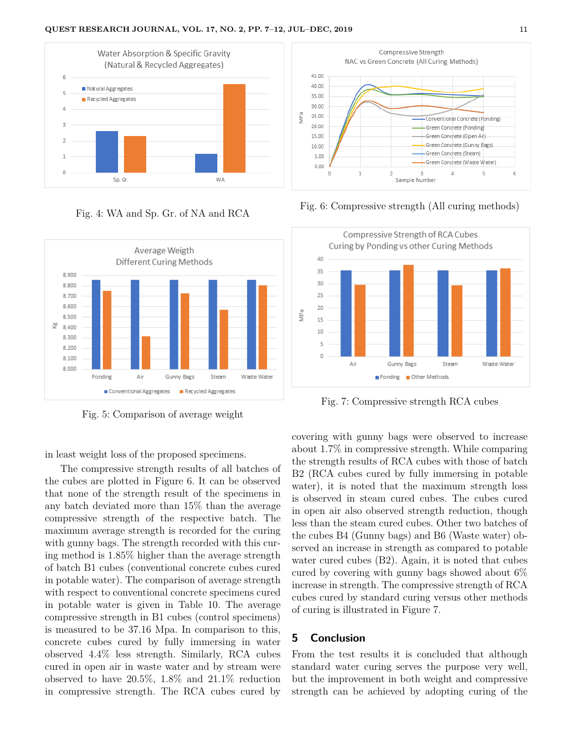Water Absorption & Specific Gravity
(Natural & Recycled Aggregates)

6
5
4
3
2
1
0

Natural Aggregates
Recycled Aggregates

Sp. Gr.
WA

Fig. 4: WA and Sp. Gr. of NA and RCA

Compressive Strength
NAC vs Green Concrete (All Curing Methods)

45.00
40.00
35.00
30.00
25.00
20.00
15.00
10.00
5.00
0.00

MPa

0 1 2 3 4 5 6

Sample Number

Conventional Concrete (Ponding)
Green Concrete (Ponding)
Green Concrete (Open Air)
Green Concrete (Gunny Bags)
Green Concrete (Steam)
Green Concrete (Waste Water)

Fig. 6: Compressive strength (All curing methods)

Average Weigth
Different Curing Methods

8.900
8.800
8.700
8.600
8.500
8.400
8.300
8.200
8.100
8.000

Kg

Ponding Air Gunny Bags Steam Waste Water

Conventional Aggregates
Recycled Aggregates

Fig. 5: Comparison of average weight

Compressive Strength of RCA Cubes
Curing by Ponding vs other Curing Methods

40
35
30
25
20
15
10
5
0

MPa

Air Gunny Bags Steam Waste Water

Ponding
Other Methods

Fig. 7: Compressive strength RCA cubes

in least weight loss of the proposed specimens.

The compressive strength results of all batches of the cubes are plotted in Figure 6. It can be observed that none of the strength result of the specimens in any batch deviated more than 15% than the average compressive strength of the respective batch. The maximum average strength is recorded for the curing with gunny bags. The strength recorded with this curing method is 1.85% higher than the average strength of batch B1 cubes (conventional concrete cubes cured in potable water). The comparison of average strength with respect to conventional concrete specimens cured in potable water is given in Table 10. The average compressive strength in B1 cubes (control specimens) is measured to be 37.16 Mpa. In comparison to this, concrete cubes cured by fully immersing in water observed 4.4% less strength. Similarly, RCA cubes cured in open air in waste water and by stream were observed to have 20.5%, 1.8% and 21.1% reduction in compressive strength. The RCA cubes cured by covering with gunny bags were observed to increase about 1.7% in compressive strength. While comparing the strength results of RCA cubes with those of batch B2 (RCA cubes cured by fully immersing in potable water), it is noted that the maximum strength loss is observed in steam cured cubes. The cubes cured in open air also observed strength reduction, though less than the steam cured cubes. Other two batches of the cubes B4 (Gunny bags) and B6 (Waste water) observed an increase in strength as compared to potable water cured cubes (B2). Again, it is noted that cubes cured by covering with gunny bags showed about 6% increase in strength. The compressive strength of RCA cubes cured by standard curing versus other methods of curing is illustrated in Figure 7.

## 5 Conclusion

From the test results it is concluded that although standard water curing serves the purpose very well, but the improvement in both weight and compressive strength can be achieved by adopting curing of the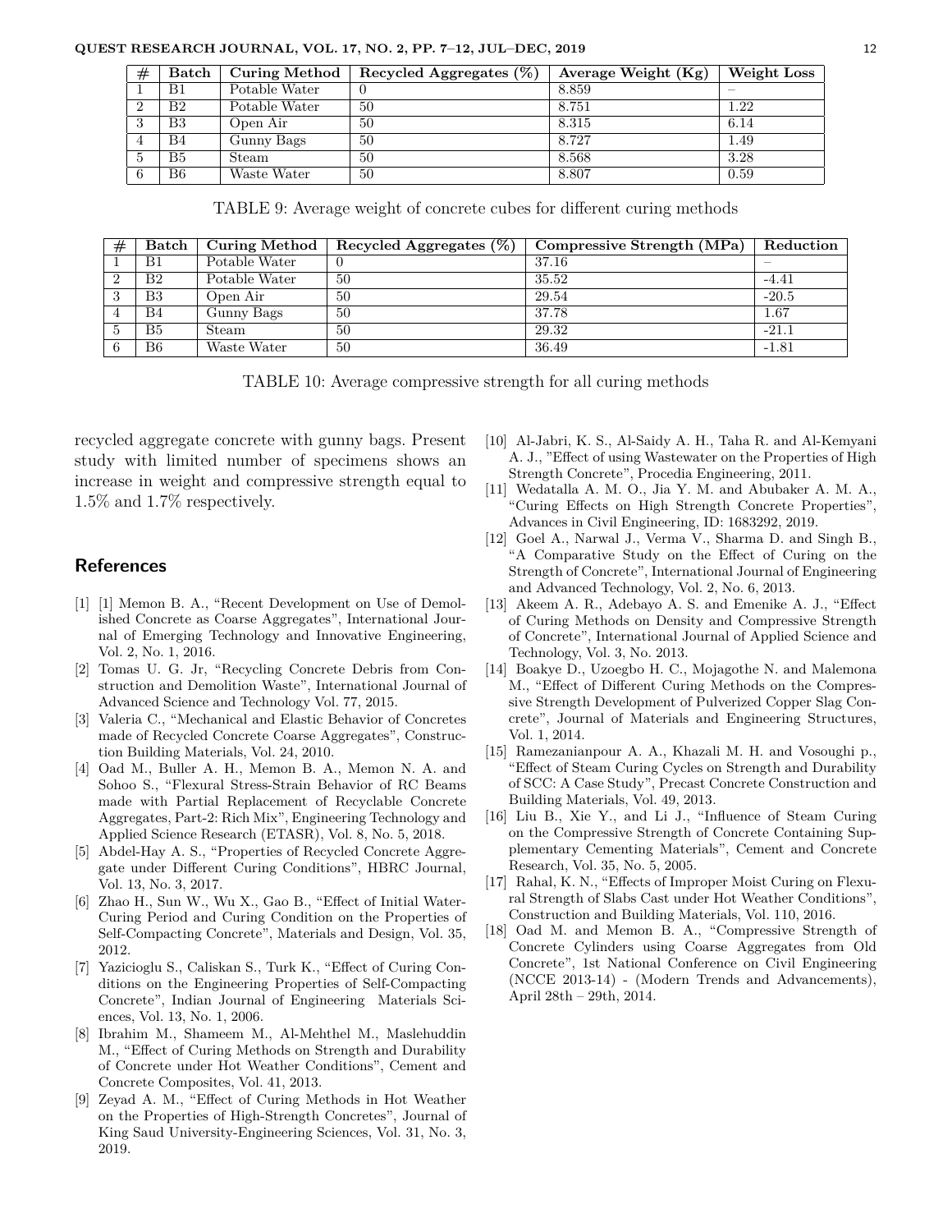| # | Batch | Curing Method | Recycled Aggregates (%) | Average Weight (Kg) | Weight Loss |
|---|---|---|---|---|---|
| 1 | B1 | Potable Water | 0 | 8.859 | – |
| 2 | B2 | Potable Water | 50 | 8.751 | 1.22 |
| 3 | B3 | Open Air | 50 | 8.315 | 6.14 |
| 4 | B4 | Gunny Bags | 50 | 8.727 | 1.49 |
| 5 | B5 | Steam | 50 | 8.568 | 3.28 |
| 6 | B6 | Waste Water | 50 | 8.807 | 0.59 |

TABLE 9: Average weight of concrete cubes for different curing methods

| # | Batch | Curing Method | Recycled Aggregates (%) | Compressive Strength (MPa) | Reduction |
|---|---|---|---|---|---|
| 1 | B1 | Potable Water | 0 | 37.16 | – |
| 2 | B2 | Potable Water | 50 | 35.52 | -4.41 |
| 3 | B3 | Open Air | 50 | 29.54 | -20.5 |
| 4 | B4 | Gunny Bags | 50 | 37.78 | 1.67 |
| 5 | B5 | Steam | 50 | 29.32 | -21.1 |
| 6 | B6 | Waste Water | 50 | 36.49 | -1.81 |

TABLE 10: Average compressive strength for all curing methods

recycled aggregate concrete with gunny bags. Present study with limited number of specimens shows an increase in weight and compressive strength equal to 1.5% and 1.7% respectively.

## References

[1] [1] Memon B. A., "Recent Development on Use of Demolished Concrete as Coarse Aggregates", International Journal of Emerging Technology and Innovative Engineering, Vol. 2, No. 1, 2016.

[2] Tomas U. G. Jr, "Recycling Concrete Debris from Construction and Demolition Waste", International Journal of Advanced Science and Technology Vol. 77, 2015.

[3] Valeria C., "Mechanical and Elastic Behavior of Concretes made of Recycled Concrete Coarse Aggregates", Construction Building Materials, Vol. 24, 2010.

[4] Oad M., Buller A. H., Memon B. A., Memon N. A. and Sohoo S., "Flexural Stress-Strain Behavior of RC Beams made with Partial Replacement of Recyclable Concrete Aggregates, Part-2: Rich Mix", Engineering Technology and Applied Science Research (ETASR), Vol. 8, No. 5, 2018.

[5] Abdel-Hay A. S., "Properties of Recycled Concrete Aggregate under Different Curing Conditions", HBRC Journal, Vol. 13, No. 3, 2017.

[6] Zhao H., Sun W., Wu X., Gao B., "Effect of Initial Water-Curing Period and Curing Condition on the Properties of Self-Compacting Concrete", Materials and Design, Vol. 35, 2012.

[7] Yazicioglu S., Caliskan S., Turk K., "Effect of Curing Conditions on the Engineering Properties of Self-Compacting Concrete", Indian Journal of Engineering Materials Sciences, Vol. 13, No. 1, 2006.

[8] Ibrahim M., Shameem M., Al-Mehthel M., Maslehuddin M., "Effect of Curing Methods on Strength and Durability of Concrete under Hot Weather Conditions", Cement and Concrete Composites, Vol. 41, 2013.

[9] Zeyad A. M., "Effect of Curing Methods in Hot Weather on the Properties of High-Strength Concretes", Journal of King Saud University-Engineering Sciences, Vol. 31, No. 3, 2019.

[10] Al-Jabri, K. S., Al-Saidy A. H., Taha R. and Al-Kemyani A. J., "Effect of using Wastewater on the Properties of High Strength Concrete", Procedia Engineering, 2011.

[11] Wedatalla A. M. O., Jia Y. M. and Abubaker A. M. A., "Curing Effects on High Strength Concrete Properties", Advances in Civil Engineering, ID: 1683292, 2019.

[12] Goel A., Narwal J., Verma V., Sharma D. and Singh B., "A Comparative Study on the Effect of Curing on the Strength of Concrete", International Journal of Engineering and Advanced Technology, Vol. 2, No. 6, 2013.

[13] Akeem A. R., Adebayo A. S. and Emenike A. J., "Effect of Curing Methods on Density and Compressive Strength of Concrete", International Journal of Applied Science and Technology, Vol. 3, No. 2013.

[14] Boakye D., Uzoegbo H. C., Mojagothe N. and Malemona M., "Effect of Different Curing Methods on the Compressive Strength Development of Pulverized Copper Slag Concrete", Journal of Materials and Engineering Structures, Vol. 1, 2014.

[15] Ramezanianpour A. A., Khazali M. H. and Vosoughi p., "Effect of Steam Curing Cycles on Strength and Durability of SCC: A Case Study", Precast Concrete Construction and Building Materials, Vol. 49, 2013.

[16] Liu B., Xie Y., and Li J., "Influence of Steam Curing on the Compressive Strength of Concrete Containing Supplementary Cementing Materials", Cement and Concrete Research, Vol. 35, No. 5, 2005.

[17] Rahal, K. N., "Effects of Improper Moist Curing on Flexural Strength of Slabs Cast under Hot Weather Conditions", Construction and Building Materials, Vol. 110, 2016.

[18] Oad M. and Memon B. A., "Compressive Strength of Concrete Cylinders using Coarse Aggregates from Old Concrete", 1st National Conference on Civil Engineering (NCCE 2013-14) - (Modern Trends and Advancements), April 28th – 29th, 2014.